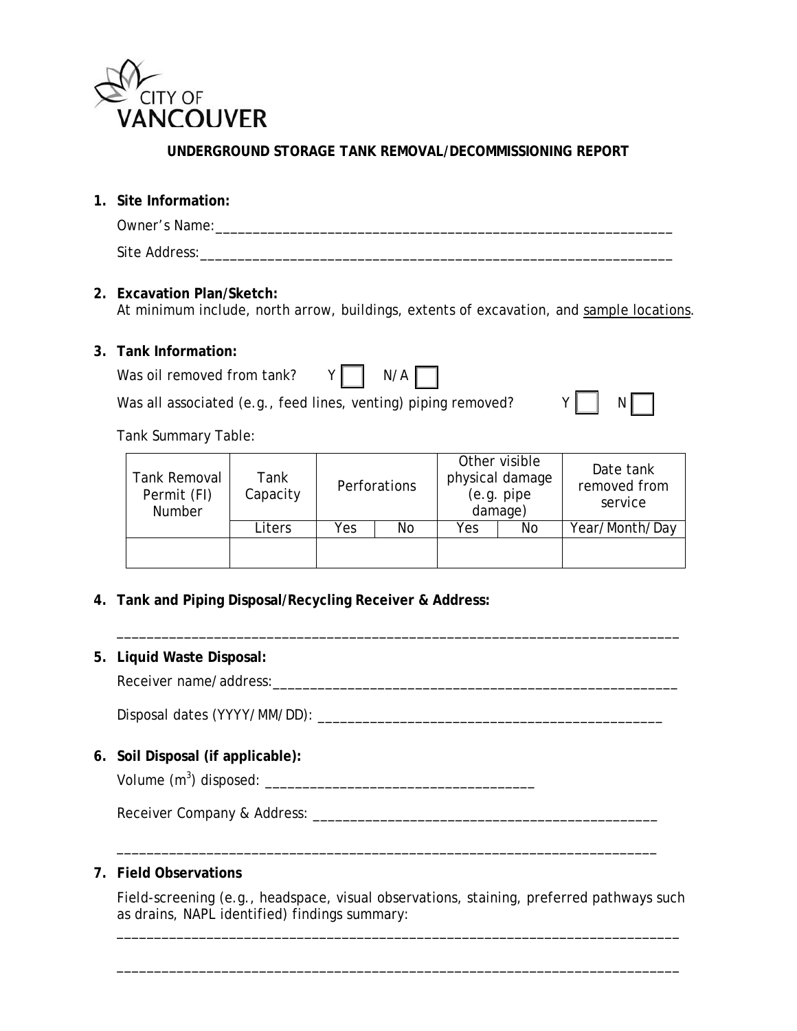CITY OF VANCOUVER

## UNDERGROUND STORAGE TANK REMOVAL/DECOMMISSIONING REPORT

1. **Site Information:**

   Owner's Name:_______________________________________________________________

   Site Address:_______________________________________________________________

2. **Excavation Plan/Sketch:**
   At minimum include, north arrow, buildings, extents of excavation, and <u>sample locations</u>.

3. **Tank Information:**

   Was oil removed from tank? Y ☐ N/A ☐

   Was all associated (e.g., feed lines, venting) piping removed? Y ☐ N ☐

   Tank Summary Table:

| Tank Removal Permit (FI) Number | Tank Capacity | Perforations | | Other visible physical damage (e.g. pipe damage) | | Date tank removed from service |
|---|---|---|---|---|---|---|
| | Liters | Yes | No | Yes | No | Year/Month/Day |
| | | | | | | |

4. **Tank and Piping Disposal/Recycling Receiver & Address:**

   ___________________________________________________________________________

5. **Liquid Waste Disposal:**

   Receiver name/address:______________________________________________________

   Disposal dates (YYYY/MM/DD): _____________________________________________

6. **Soil Disposal (if applicable):**

   Volume ($m^3$) disposed: ___________________________________

   Receiver Company & Address: _______________________________________________

   ___________________________________________________________________________

7. **Field Observations**

   Field-screening (e.g., headspace, visual observations, staining, preferred pathways such as drains, NAPL identified) findings summary:

   ___________________________________________________________________________

   ___________________________________________________________________________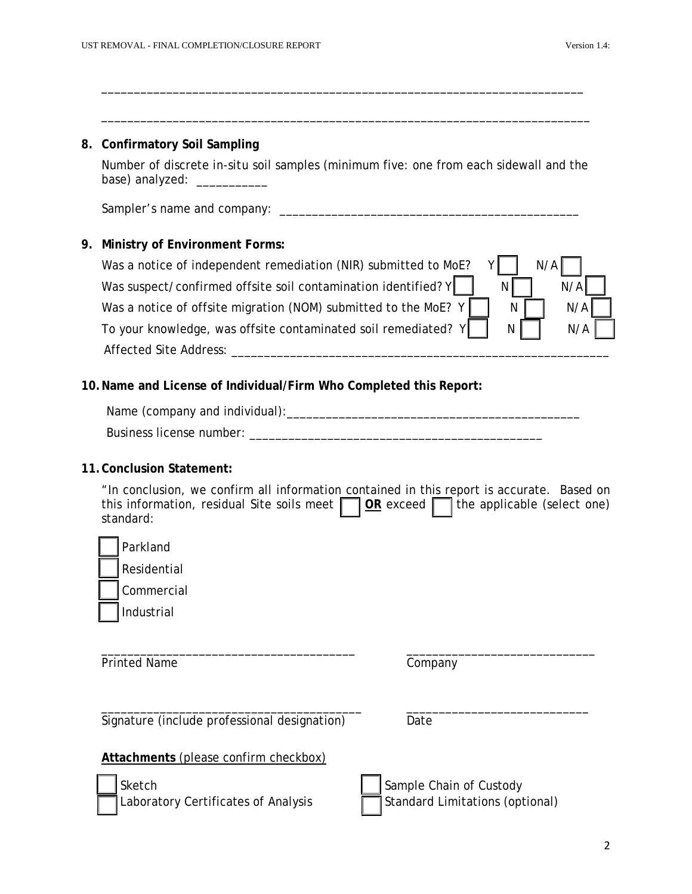\_\_\_\_\_\_\_\_\_\_\_\_\_\_\_\_\_\_\_\_\_\_\_\_\_\_\_\_\_\_\_\_\_\_\_\_\_\_\_\_\_\_\_\_\_\_\_\_\_\_\_\_\_\_\_\_\_\_\_\_\_\_\_\_\_\_\_\_\_\_\_\_\_\_

\_\_\_\_\_\_\_\_\_\_\_\_\_\_\_\_\_\_\_\_\_\_\_\_\_\_\_\_\_\_\_\_\_\_\_\_\_\_\_\_\_\_\_\_\_\_\_\_\_\_\_\_\_\_\_\_\_\_\_\_\_\_\_\_\_\_\_\_\_\_\_\_\_\_\_

**8. Confirmatory Soil Sampling**

Number of discrete in-situ soil samples (minimum five: one from each sidewall and the base) analyzed: \_\_\_\_\_\_\_\_\_\_\_

Sampler's name and company: \_\_\_\_\_\_\_\_\_\_\_\_\_\_\_\_\_\_\_\_\_\_\_\_\_\_\_\_\_\_\_\_\_\_\_\_\_\_\_\_\_\_\_\_\_\_

**9. Ministry of Environment Forms:**

Was a notice of independent remediation (NIR) submitted to MoE? Y ☐ N/A ☐

Was suspect/confirmed offsite soil contamination identified? Y ☐ N ☐ N/A ☐

Was a notice of offsite migration (NOM) submitted to the MoE? Y ☐ N ☐ N/A ☐

To your knowledge, was offsite contaminated soil remediated? Y ☐ N ☐ N/A ☐

Affected Site Address: \_\_\_\_\_\_\_\_\_\_\_\_\_\_\_\_\_\_\_\_\_\_\_\_\_\_\_\_\_\_\_\_\_\_\_\_\_\_\_\_\_\_\_\_\_\_\_\_\_\_\_\_\_\_\_\_\_\_\_

**10. Name and License of Individual/Firm Who Completed this Report:**

Name (company and individual):\_\_\_\_\_\_\_\_\_\_\_\_\_\_\_\_\_\_\_\_\_\_\_\_\_\_\_\_\_\_\_\_\_\_\_\_\_\_\_\_\_\_\_\_\_

Business license number: \_\_\_\_\_\_\_\_\_\_\_\_\_\_\_\_\_\_\_\_\_\_\_\_\_\_\_\_\_\_\_\_\_\_\_\_\_\_\_\_\_\_\_\_\_

**11. Conclusion Statement:**

"In conclusion, we confirm all information contained in this report is accurate. Based on this information, residual Site soils meet ☐ **OR** exceed ☐ the applicable (select one) standard:

☐ Parkland
☐ Residential
☐ Commercial
☐ Industrial

\_\_\_\_\_\_\_\_\_\_\_\_\_\_\_\_\_\_\_\_\_\_\_\_\_\_\_\_\_\_\_\_\_\_\_\_\_\_\_ 
Printed Name

\_\_\_\_\_\_\_\_\_\_\_\_\_\_\_\_\_\_\_\_\_\_\_\_\_\_\_\_\_ 
Company

\_\_\_\_\_\_\_\_\_\_\_\_\_\_\_\_\_\_\_\_\_\_\_\_\_\_\_\_\_\_\_\_\_\_\_\_\_\_\_ 
Signature (include professional designation)

\_\_\_\_\_\_\_\_\_\_\_\_\_\_\_\_\_\_\_\_\_\_\_\_\_\_\_\_ 
Date

**Attachments** (please confirm checkbox)

☐ Sketch
☐ Laboratory Certificates of Analysis
☐ Sample Chain of Custody
☐ Standard Limitations (optional)